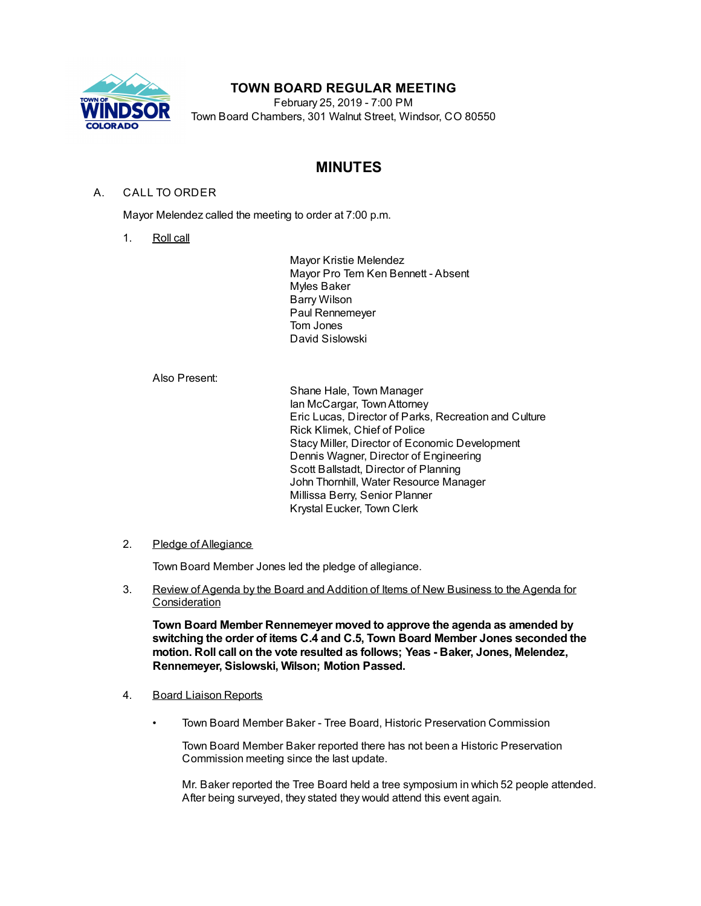# TOWN BOARD REGULAR MEETING

February 25, 2019 - 7:00 PM
Town Board Chambers, 301 Walnut Street, Windsor, CO 80550

## MINUTES

A. CALL TO ORDER

Mayor Melendez called the meeting to order at 7:00 p.m.

1. Roll call

   Mayor Kristie Melendez
   Mayor Pro Tem Ken Bennett - Absent
   Myles Baker
   Barry Wilson
   Paul Rennemeyer
   Tom Jones
   David Sislowski

   Also Present:

   Shane Hale, Town Manager
   Ian McCargar, Town Attorney
   Eric Lucas, Director of Parks, Recreation and Culture
   Rick Klimek, Chief of Police
   Stacy Miller, Director of Economic Development
   Dennis Wagner, Director of Engineering
   Scott Ballstadt, Director of Planning
   John Thornhill, Water Resource Manager
   Millissa Berry, Senior Planner
   Krystal Eucker, Town Clerk

2. Pledge of Allegiance

   Town Board Member Jones led the pledge of allegiance.

3. Review of Agenda by the Board and Addition of Items of New Business to the Agenda for Consideration

   **Town Board Member Rennemeyer moved to approve the agenda as amended by switching the order of items C.4 and C.5, Town Board Member Jones seconded the motion. Roll call on the vote resulted as follows; Yeas - Baker, Jones, Melendez, Rennemeyer, Sislowski, Wilson; Motion Passed.**

4. Board Liaison Reports

   - Town Board Member Baker - Tree Board, Historic Preservation Commission

     Town Board Member Baker reported there has not been a Historic Preservation Commission meeting since the last update.

     Mr. Baker reported the Tree Board held a tree symposium in which 52 people attended. After being surveyed, they stated they would attend this event again.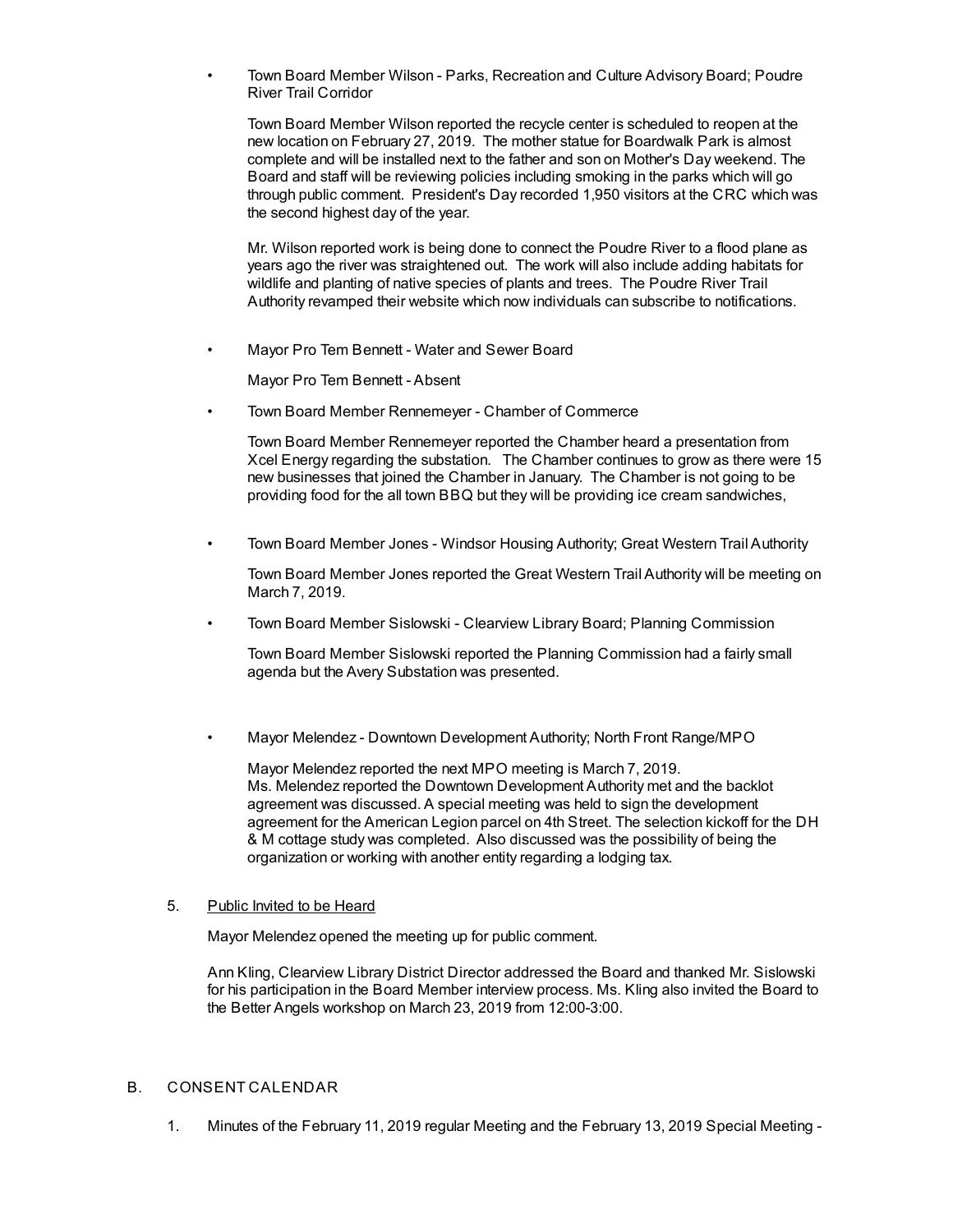- Town Board Member Wilson - Parks, Recreation and Culture Advisory Board; Poudre River Trail Corridor

  Town Board Member Wilson reported the recycle center is scheduled to reopen at the new location on February 27, 2019. The mother statue for Boardwalk Park is almost complete and will be installed next to the father and son on Mother's Day weekend. The Board and staff will be reviewing policies including smoking in the parks which will go through public comment. President's Day recorded 1,950 visitors at the CRC which was the second highest day of the year.

  Mr. Wilson reported work is being done to connect the Poudre River to a flood plane as years ago the river was straightened out. The work will also include adding habitats for wildlife and planting of native species of plants and trees. The Poudre River Trail Authority revamped their website which now individuals can subscribe to notifications.

- Mayor Pro Tem Bennett - Water and Sewer Board

  Mayor Pro Tem Bennett - Absent

- Town Board Member Rennemeyer - Chamber of Commerce

  Town Board Member Rennemeyer reported the Chamber heard a presentation from Xcel Energy regarding the substation. The Chamber continues to grow as there were 15 new businesses that joined the Chamber in January. The Chamber is not going to be providing food for the all town BBQ but they will be providing ice cream sandwiches,

- Town Board Member Jones - Windsor Housing Authority; Great Western Trail Authority

  Town Board Member Jones reported the Great Western Trail Authority will be meeting on March 7, 2019.

- Town Board Member Sislowski - Clearview Library Board; Planning Commission

  Town Board Member Sislowski reported the Planning Commission had a fairly small agenda but the Avery Substation was presented.

- Mayor Melendez - Downtown Development Authority; North Front Range/MPO

  Mayor Melendez reported the next MPO meeting is March 7, 2019.
  Ms. Melendez reported the Downtown Development Authority met and the backlot agreement was discussed. A special meeting was held to sign the development agreement for the American Legion parcel on 4th Street. The selection kickoff for the DH & M cottage study was completed. Also discussed was the possibility of being the organization or working with another entity regarding a lodging tax.

5. <u>Public Invited to be Heard</u>

   Mayor Melendez opened the meeting up for public comment.

   Ann Kling, Clearview Library District Director addressed the Board and thanked Mr. Sislowski for his participation in the Board Member interview process. Ms. Kling also invited the Board to the Better Angels workshop on March 23, 2019 from 12:00-3:00.

B. CONSENT CALENDAR

1. Minutes of the February 11, 2019 regular Meeting and the February 13, 2019 Special Meeting -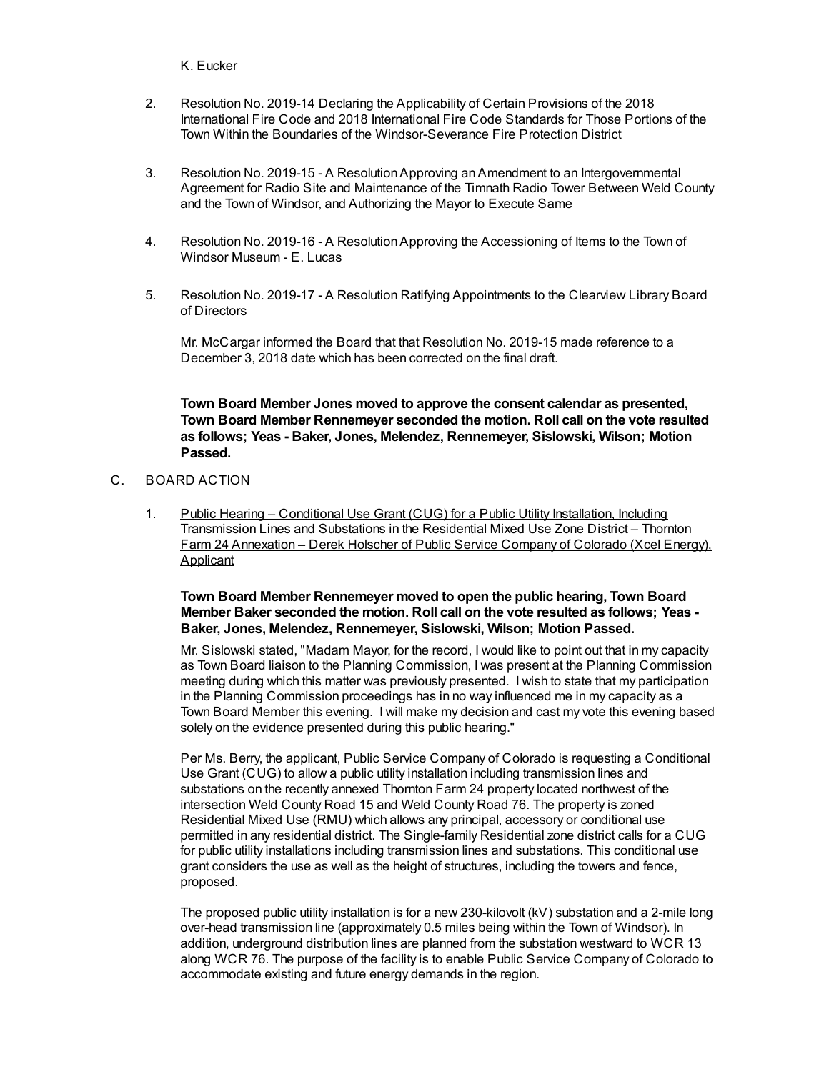K. Eucker

2. Resolution No. 2019-14 Declaring the Applicability of Certain Provisions of the 2018 International Fire Code and 2018 International Fire Code Standards for Those Portions of the Town Within the Boundaries of the Windsor-Severance Fire Protection District

3. Resolution No. 2019-15 - A Resolution Approving an Amendment to an Intergovernmental Agreement for Radio Site and Maintenance of the Timnath Radio Tower Between Weld County and the Town of Windsor, and Authorizing the Mayor to Execute Same

4. Resolution No. 2019-16 - A Resolution Approving the Accessioning of Items to the Town of Windsor Museum - E. Lucas

5. Resolution No. 2019-17 - A Resolution Ratifying Appointments to the Clearview Library Board of Directors

   Mr. McCargar informed the Board that that Resolution No. 2019-15 made reference to a December 3, 2018 date which has been corrected on the final draft.

   **Town Board Member Jones moved to approve the consent calendar as presented, Town Board Member Rennemeyer seconded the motion. Roll call on the vote resulted as follows; Yeas - Baker, Jones, Melendez, Rennemeyer, Sislowski, Wilson; Motion Passed.**

C. BOARD ACTION

1. Public Hearing – Conditional Use Grant (CUG) for a Public Utility Installation, Including Transmission Lines and Substations in the Residential Mixed Use Zone District – Thornton Farm 24 Annexation – Derek Holscher of Public Service Company of Colorado (Xcel Energy), Applicant

   **Town Board Member Rennemeyer moved to open the public hearing, Town Board Member Baker seconded the motion. Roll call on the vote resulted as follows; Yeas - Baker, Jones, Melendez, Rennemeyer, Sislowski, Wilson; Motion Passed.**

   Mr. Sislowski stated, "Madam Mayor, for the record, I would like to point out that in my capacity as Town Board liaison to the Planning Commission, I was present at the Planning Commission meeting during which this matter was previously presented. I wish to state that my participation in the Planning Commission proceedings has in no way influenced me in my capacity as a Town Board Member this evening. I will make my decision and cast my vote this evening based solely on the evidence presented during this public hearing."

   Per Ms. Berry, the applicant, Public Service Company of Colorado is requesting a Conditional Use Grant (CUG) to allow a public utility installation including transmission lines and substations on the recently annexed Thornton Farm 24 property located northwest of the intersection Weld County Road 15 and Weld County Road 76. The property is zoned Residential Mixed Use (RMU) which allows any principal, accessory or conditional use permitted in any residential district. The Single-family Residential zone district calls for a CUG for public utility installations including transmission lines and substations. This conditional use grant considers the use as well as the height of structures, including the towers and fence, proposed.

   The proposed public utility installation is for a new 230-kilovolt (kV) substation and a 2-mile long over-head transmission line (approximately 0.5 miles being within the Town of Windsor). In addition, underground distribution lines are planned from the substation westward to WCR 13 along WCR 76. The purpose of the facility is to enable Public Service Company of Colorado to accommodate existing and future energy demands in the region.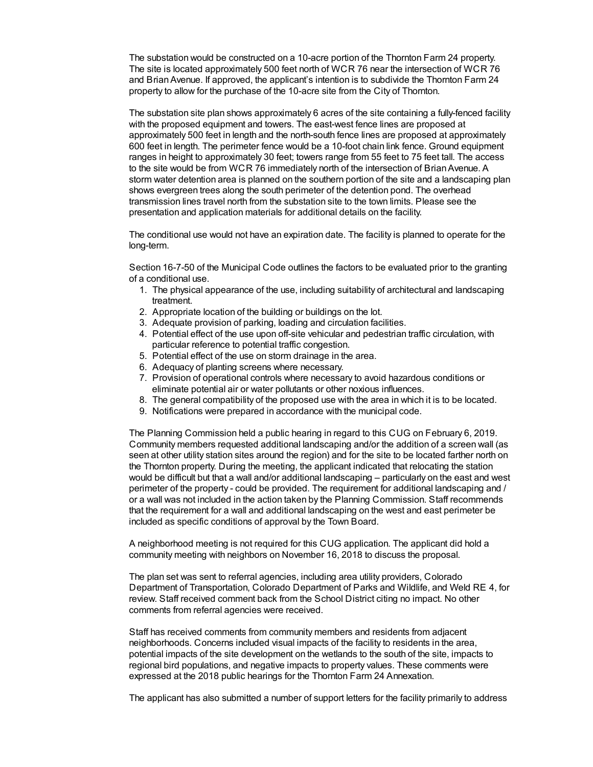The substation would be constructed on a 10-acre portion of the Thornton Farm 24 property. The site is located approximately 500 feet north of WCR 76 near the intersection of WCR 76 and Brian Avenue. If approved, the applicant's intention is to subdivide the Thornton Farm 24 property to allow for the purchase of the 10-acre site from the City of Thornton.

The substation site plan shows approximately 6 acres of the site containing a fully-fenced facility with the proposed equipment and towers. The east-west fence lines are proposed at approximately 500 feet in length and the north-south fence lines are proposed at approximately 600 feet in length. The perimeter fence would be a 10-foot chain link fence. Ground equipment ranges in height to approximately 30 feet; towers range from 55 feet to 75 feet tall. The access to the site would be from WCR 76 immediately north of the intersection of Brian Avenue. A storm water detention area is planned on the southern portion of the site and a landscaping plan shows evergreen trees along the south perimeter of the detention pond. The overhead transmission lines travel north from the substation site to the town limits. Please see the presentation and application materials for additional details on the facility.

The conditional use would not have an expiration date. The facility is planned to operate for the long-term.

Section 16-7-50 of the Municipal Code outlines the factors to be evaluated prior to the granting of a conditional use.

1. The physical appearance of the use, including suitability of architectural and landscaping treatment.
2. Appropriate location of the building or buildings on the lot.
3. Adequate provision of parking, loading and circulation facilities.
4. Potential effect of the use upon off-site vehicular and pedestrian traffic circulation, with particular reference to potential traffic congestion.
5. Potential effect of the use on storm drainage in the area.
6. Adequacy of planting screens where necessary.
7. Provision of operational controls where necessary to avoid hazardous conditions or eliminate potential air or water pollutants or other noxious influences.
8. The general compatibility of the proposed use with the area in which it is to be located.
9. Notifications were prepared in accordance with the municipal code.

The Planning Commission held a public hearing in regard to this CUG on February 6, 2019. Community members requested additional landscaping and/or the addition of a screen wall (as seen at other utility station sites around the region) and for the site to be located farther north on the Thornton property. During the meeting, the applicant indicated that relocating the station would be difficult but that a wall and/or additional landscaping – particularly on the east and west perimeter of the property - could be provided. The requirement for additional landscaping and / or a wall was not included in the action taken by the Planning Commission. Staff recommends that the requirement for a wall and additional landscaping on the west and east perimeter be included as specific conditions of approval by the Town Board.

A neighborhood meeting is not required for this CUG application. The applicant did hold a community meeting with neighbors on November 16, 2018 to discuss the proposal.

The plan set was sent to referral agencies, including area utility providers, Colorado Department of Transportation, Colorado Department of Parks and Wildlife, and Weld RE 4, for review. Staff received comment back from the School District citing no impact. No other comments from referral agencies were received.

Staff has received comments from community members and residents from adjacent neighborhoods. Concerns included visual impacts of the facility to residents in the area, potential impacts of the site development on the wetlands to the south of the site, impacts to regional bird populations, and negative impacts to property values. These comments were expressed at the 2018 public hearings for the Thornton Farm 24 Annexation.

The applicant has also submitted a number of support letters for the facility primarily to address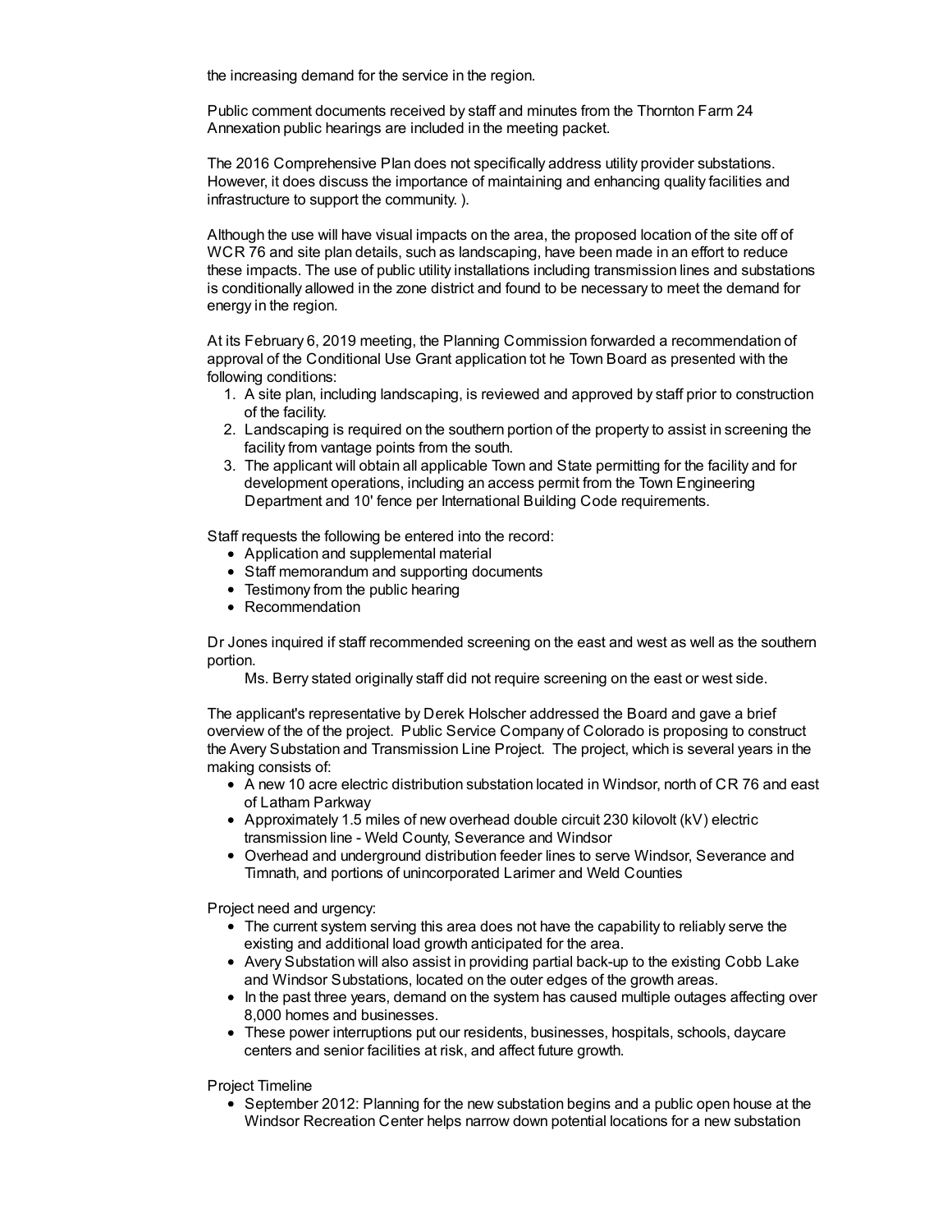the increasing demand for the service in the region.

Public comment documents received by staff and minutes from the Thornton Farm 24 Annexation public hearings are included in the meeting packet.

The 2016 Comprehensive Plan does not specifically address utility provider substations. However, it does discuss the importance of maintaining and enhancing quality facilities and infrastructure to support the community. ).

Although the use will have visual impacts on the area, the proposed location of the site off of WCR 76 and site plan details, such as landscaping, have been made in an effort to reduce these impacts. The use of public utility installations including transmission lines and substations is conditionally allowed in the zone district and found to be necessary to meet the demand for energy in the region.

At its February 6, 2019 meeting, the Planning Commission forwarded a recommendation of approval of the Conditional Use Grant application tot he Town Board as presented with the following conditions:

1. A site plan, including landscaping, is reviewed and approved by staff prior to construction of the facility.
2. Landscaping is required on the southern portion of the property to assist in screening the facility from vantage points from the south.
3. The applicant will obtain all applicable Town and State permitting for the facility and for development operations, including an access permit from the Town Engineering Department and 10' fence per International Building Code requirements.

Staff requests the following be entered into the record:

- Application and supplemental material
- Staff memorandum and supporting documents
- Testimony from the public hearing
- Recommendation

Dr Jones inquired if staff recommended screening on the east and west as well as the southern portion.

Ms. Berry stated originally staff did not require screening on the east or west side.

The applicant's representative by Derek Holscher addressed the Board and gave a brief overview of the of the project. Public Service Company of Colorado is proposing to construct the Avery Substation and Transmission Line Project. The project, which is several years in the making consists of:

- A new 10 acre electric distribution substation located in Windsor, north of CR 76 and east of Latham Parkway
- Approximately 1.5 miles of new overhead double circuit 230 kilovolt (kV) electric transmission line - Weld County, Severance and Windsor
- Overhead and underground distribution feeder lines to serve Windsor, Severance and Timnath, and portions of unincorporated Larimer and Weld Counties

Project need and urgency:

- The current system serving this area does not have the capability to reliably serve the existing and additional load growth anticipated for the area.
- Avery Substation will also assist in providing partial back-up to the existing Cobb Lake and Windsor Substations, located on the outer edges of the growth areas.
- In the past three years, demand on the system has caused multiple outages affecting over 8,000 homes and businesses.
- These power interruptions put our residents, businesses, hospitals, schools, daycare centers and senior facilities at risk, and affect future growth.

Project Timeline

- September 2012: Planning for the new substation begins and a public open house at the Windsor Recreation Center helps narrow down potential locations for a new substation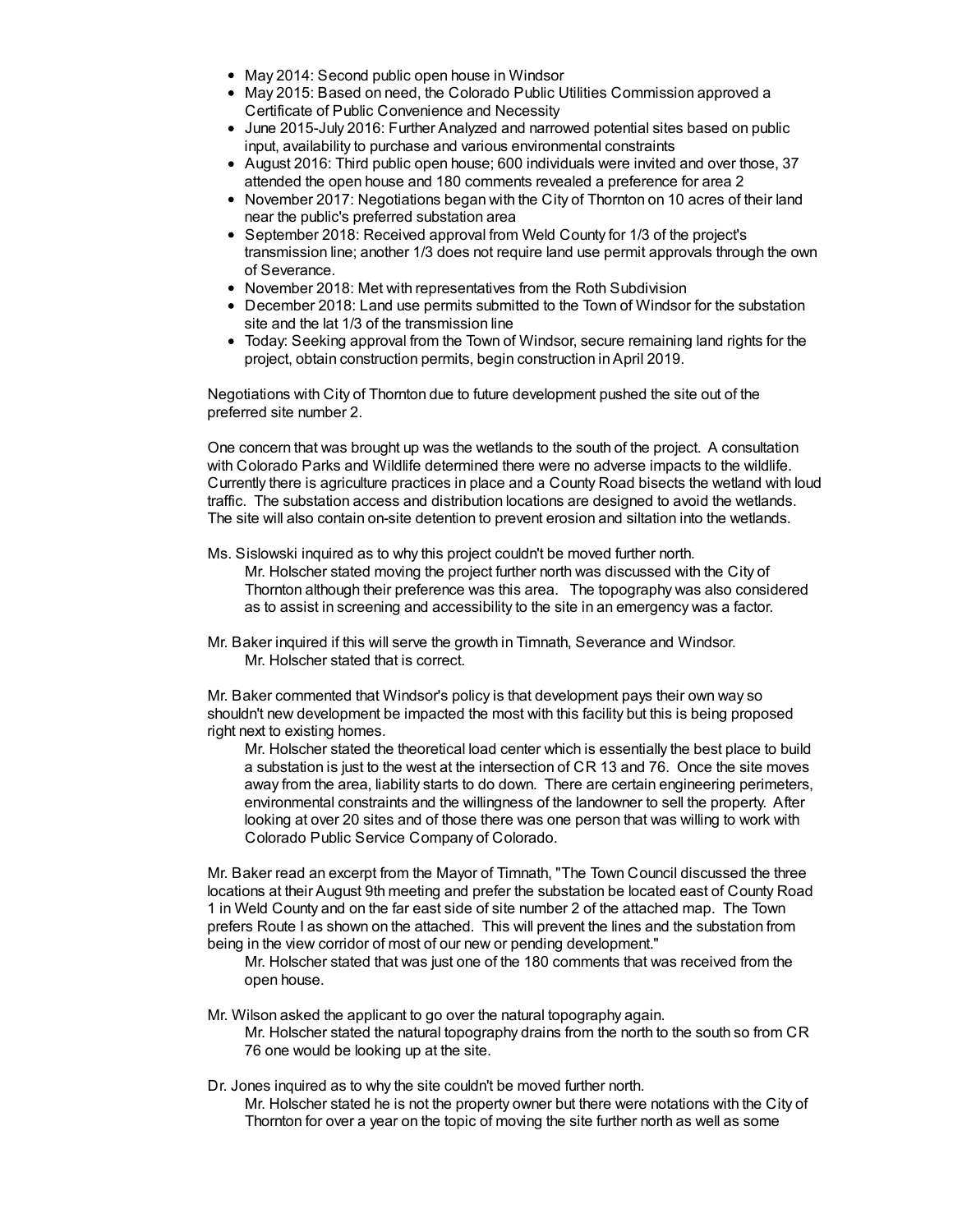- May 2014: Second public open house in Windsor
- May 2015: Based on need, the Colorado Public Utilities Commission approved a Certificate of Public Convenience and Necessity
- June 2015-July 2016: Further Analyzed and narrowed potential sites based on public input, availability to purchase and various environmental constraints
- August 2016: Third public open house; 600 individuals were invited and over those, 37 attended the open house and 180 comments revealed a preference for area 2
- November 2017: Negotiations began with the City of Thornton on 10 acres of their land near the public's preferred substation area
- September 2018: Received approval from Weld County for 1/3 of the project's transmission line; another 1/3 does not require land use permit approvals through the own of Severance.
- November 2018: Met with representatives from the Roth Subdivision
- December 2018: Land use permits submitted to the Town of Windsor for the substation site and the lat 1/3 of the transmission line
- Today: Seeking approval from the Town of Windsor, secure remaining land rights for the project, obtain construction permits, begin construction in April 2019.

Negotiations with City of Thornton due to future development pushed the site out of the preferred site number 2.

One concern that was brought up was the wetlands to the south of the project. A consultation with Colorado Parks and Wildlife determined there were no adverse impacts to the wildlife. Currently there is agriculture practices in place and a County Road bisects the wetland with loud traffic. The substation access and distribution locations are designed to avoid the wetlands. The site will also contain on-site detention to prevent erosion and siltation into the wetlands.

Ms. Sislowski inquired as to why this project couldn't be moved further north.

> Mr. Holscher stated moving the project further north was discussed with the City of Thornton although their preference was this area. The topography was also considered as to assist in screening and accessibility to the site in an emergency was a factor.

Mr. Baker inquired if this will serve the growth in Timnath, Severance and Windsor.

> Mr. Holscher stated that is correct.

Mr. Baker commented that Windsor's policy is that development pays their own way so shouldn't new development be impacted the most with this facility but this is being proposed right next to existing homes.

> Mr. Holscher stated the theoretical load center which is essentially the best place to build a substation is just to the west at the intersection of CR 13 and 76. Once the site moves away from the area, liability starts to do down. There are certain engineering perimeters, environmental constraints and the willingness of the landowner to sell the property. After looking at over 20 sites and of those there was one person that was willing to work with Colorado Public Service Company of Colorado.

Mr. Baker read an excerpt from the Mayor of Timnath, "The Town Council discussed the three locations at their August 9th meeting and prefer the substation be located east of County Road 1 in Weld County and on the far east side of site number 2 of the attached map. The Town prefers Route I as shown on the attached. This will prevent the lines and the substation from being in the view corridor of most of our new or pending development."

> Mr. Holscher stated that was just one of the 180 comments that was received from the open house.

Mr. Wilson asked the applicant to go over the natural topography again.

> Mr. Holscher stated the natural topography drains from the north to the south so from CR 76 one would be looking up at the site.

Dr. Jones inquired as to why the site couldn't be moved further north.

> Mr. Holscher stated he is not the property owner but there were notations with the City of Thornton for over a year on the topic of moving the site further north as well as some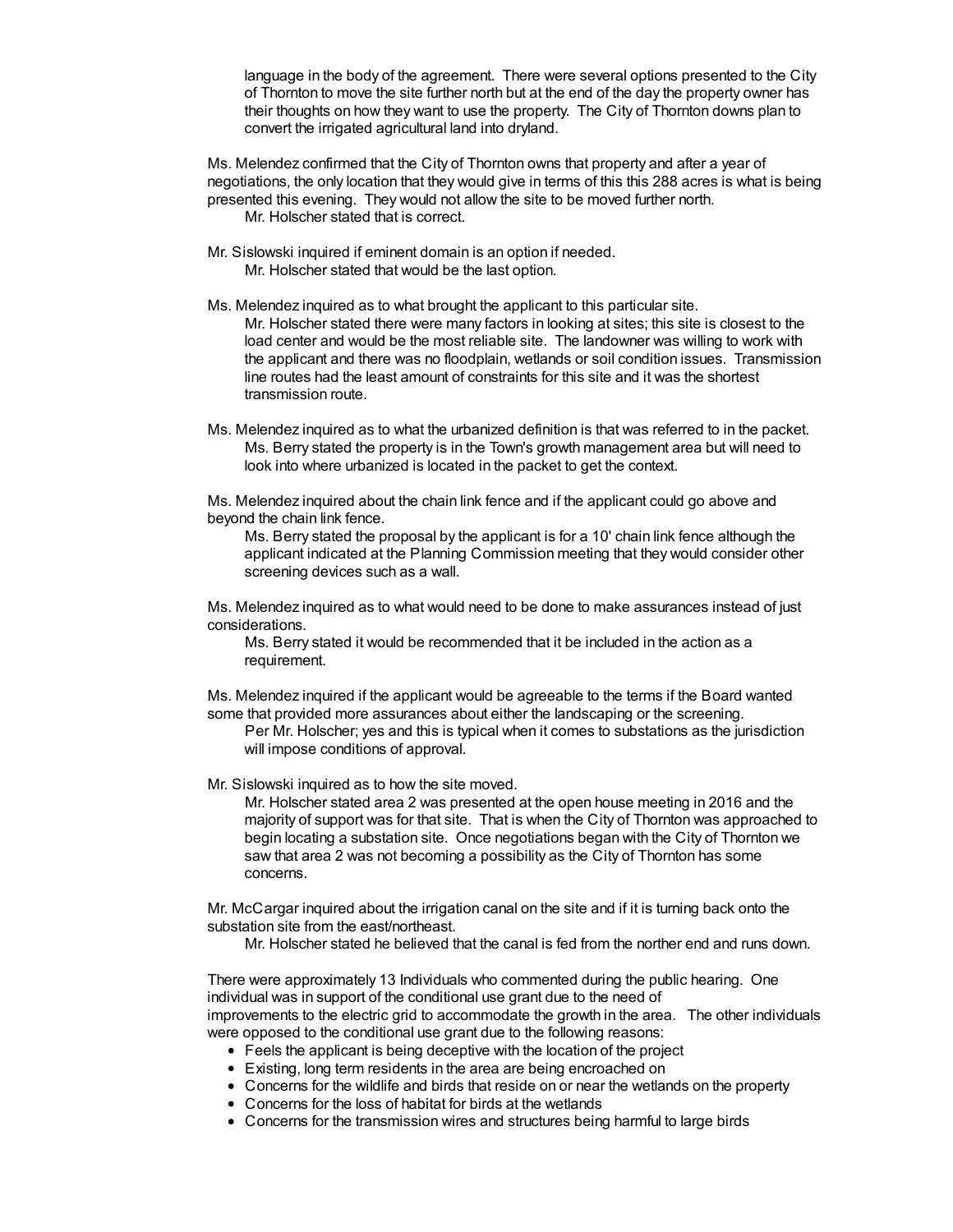language in the body of the agreement. There were several options presented to the City of Thornton to move the site further north but at the end of the day the property owner has their thoughts on how they want to use the property. The City of Thornton downs plan to convert the irrigated agricultural land into dryland.

Ms. Melendez confirmed that the City of Thornton owns that property and after a year of negotiations, the only location that they would give in terms of this this 288 acres is what is being presented this evening. They would not allow the site to be moved further north.

Mr. Holscher stated that is correct.

Mr. Sislowski inquired if eminent domain is an option if needed.

Mr. Holscher stated that would be the last option.

Ms. Melendez inquired as to what brought the applicant to this particular site.

Mr. Holscher stated there were many factors in looking at sites; this site is closest to the load center and would be the most reliable site. The landowner was willing to work with the applicant and there was no floodplain, wetlands or soil condition issues. Transmission line routes had the least amount of constraints for this site and it was the shortest transmission route.

Ms. Melendez inquired as to what the urbanized definition is that was referred to in the packet.

Ms. Berry stated the property is in the Town's growth management area but will need to look into where urbanized is located in the packet to get the context.

Ms. Melendez inquired about the chain link fence and if the applicant could go above and beyond the chain link fence.

Ms. Berry stated the proposal by the applicant is for a 10' chain link fence although the applicant indicated at the Planning Commission meeting that they would consider other screening devices such as a wall.

Ms. Melendez inquired as to what would need to be done to make assurances instead of just considerations.

Ms. Berry stated it would be recommended that it be included in the action as a requirement.

Ms. Melendez inquired if the applicant would be agreeable to the terms if the Board wanted some that provided more assurances about either the landscaping or the screening.

Per Mr. Holscher; yes and this is typical when it comes to substations as the jurisdiction will impose conditions of approval.

Mr. Sislowski inquired as to how the site moved.

Mr. Holscher stated area 2 was presented at the open house meeting in 2016 and the majority of support was for that site. That is when the City of Thornton was approached to begin locating a substation site. Once negotiations began with the City of Thornton we saw that area 2 was not becoming a possibility as the City of Thornton has some concerns.

Mr. McCargar inquired about the irrigation canal on the site and if it is turning back onto the substation site from the east/northeast.

Mr. Holscher stated he believed that the canal is fed from the norther end and runs down.

There were approximately 13 Individuals who commented during the public hearing. One individual was in support of the conditional use grant due to the need of improvements to the electric grid to accommodate the growth in the area. The other individuals were opposed to the conditional use grant due to the following reasons:

- Feels the applicant is being deceptive with the location of the project
- Existing, long term residents in the area are being encroached on
- Concerns for the wildlife and birds that reside on or near the wetlands on the property
- Concerns for the loss of habitat for birds at the wetlands
- Concerns for the transmission wires and structures being harmful to large birds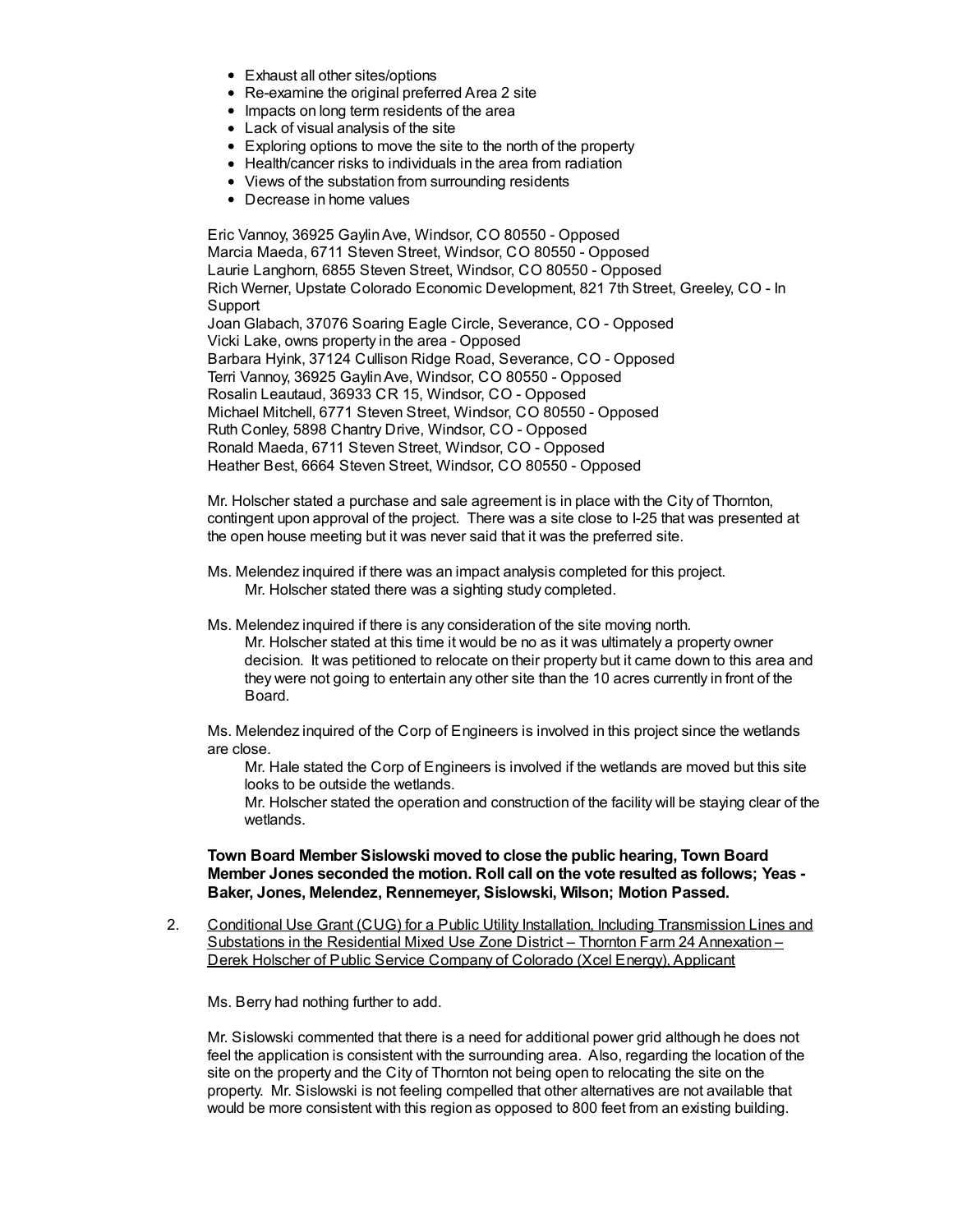- Exhaust all other sites/options
- Re-examine the original preferred Area 2 site
- Impacts on long term residents of the area
- Lack of visual analysis of the site
- Exploring options to move the site to the north of the property
- Health/cancer risks to individuals in the area from radiation
- Views of the substation from surrounding residents
- Decrease in home values

Eric Vannoy, 36925 Gaylin Ave, Windsor, CO 80550 - Opposed
Marcia Maeda, 6711 Steven Street, Windsor, CO 80550 - Opposed
Laurie Langhorn, 6855 Steven Street, Windsor, CO 80550 - Opposed
Rich Werner, Upstate Colorado Economic Development, 821 7th Street, Greeley, CO - In Support
Joan Glabach, 37076 Soaring Eagle Circle, Severance, CO - Opposed
Vicki Lake, owns property in the area - Opposed
Barbara Hyink, 37124 Cullison Ridge Road, Severance, CO - Opposed
Terri Vannoy, 36925 Gaylin Ave, Windsor, CO 80550 - Opposed
Rosalin Leautaud, 36933 CR 15, Windsor, CO - Opposed
Michael Mitchell, 6771 Steven Street, Windsor, CO 80550 - Opposed
Ruth Conley, 5898 Chantry Drive, Windsor, CO - Opposed
Ronald Maeda, 6711 Steven Street, Windsor, CO - Opposed
Heather Best, 6664 Steven Street, Windsor, CO 80550 - Opposed

Mr. Holscher stated a purchase and sale agreement is in place with the City of Thornton, contingent upon approval of the project. There was a site close to I-25 that was presented at the open house meeting but it was never said that it was the preferred site.

Ms. Melendez inquired if there was an impact analysis completed for this project.
Mr. Holscher stated there was a sighting study completed.

Ms. Melendez inquired if there is any consideration of the site moving north.
Mr. Holscher stated at this time it would be no as it was ultimately a property owner decision. It was petitioned to relocate on their property but it came down to this area and they were not going to entertain any other site than the 10 acres currently in front of the Board.

Ms. Melendez inquired of the Corp of Engineers is involved in this project since the wetlands are close.
Mr. Hale stated the Corp of Engineers is involved if the wetlands are moved but this site looks to be outside the wetlands.
Mr. Holscher stated the operation and construction of the facility will be staying clear of the wetlands.

**Town Board Member Sislowski moved to close the public hearing, Town Board Member Jones seconded the motion. Roll call on the vote resulted as follows; Yeas - Baker, Jones, Melendez, Rennemeyer, Sislowski, Wilson; Motion Passed.**

2. Conditional Use Grant (CUG) for a Public Utility Installation, Including Transmission Lines and Substations in the Residential Mixed Use Zone District – Thornton Farm 24 Annexation – Derek Holscher of Public Service Company of Colorado (Xcel Energy), Applicant

Ms. Berry had nothing further to add.

Mr. Sislowski commented that there is a need for additional power grid although he does not feel the application is consistent with the surrounding area. Also, regarding the location of the site on the property and the City of Thornton not being open to relocating the site on the property. Mr. Sislowski is not feeling compelled that other alternatives are not available that would be more consistent with this region as opposed to 800 feet from an existing building.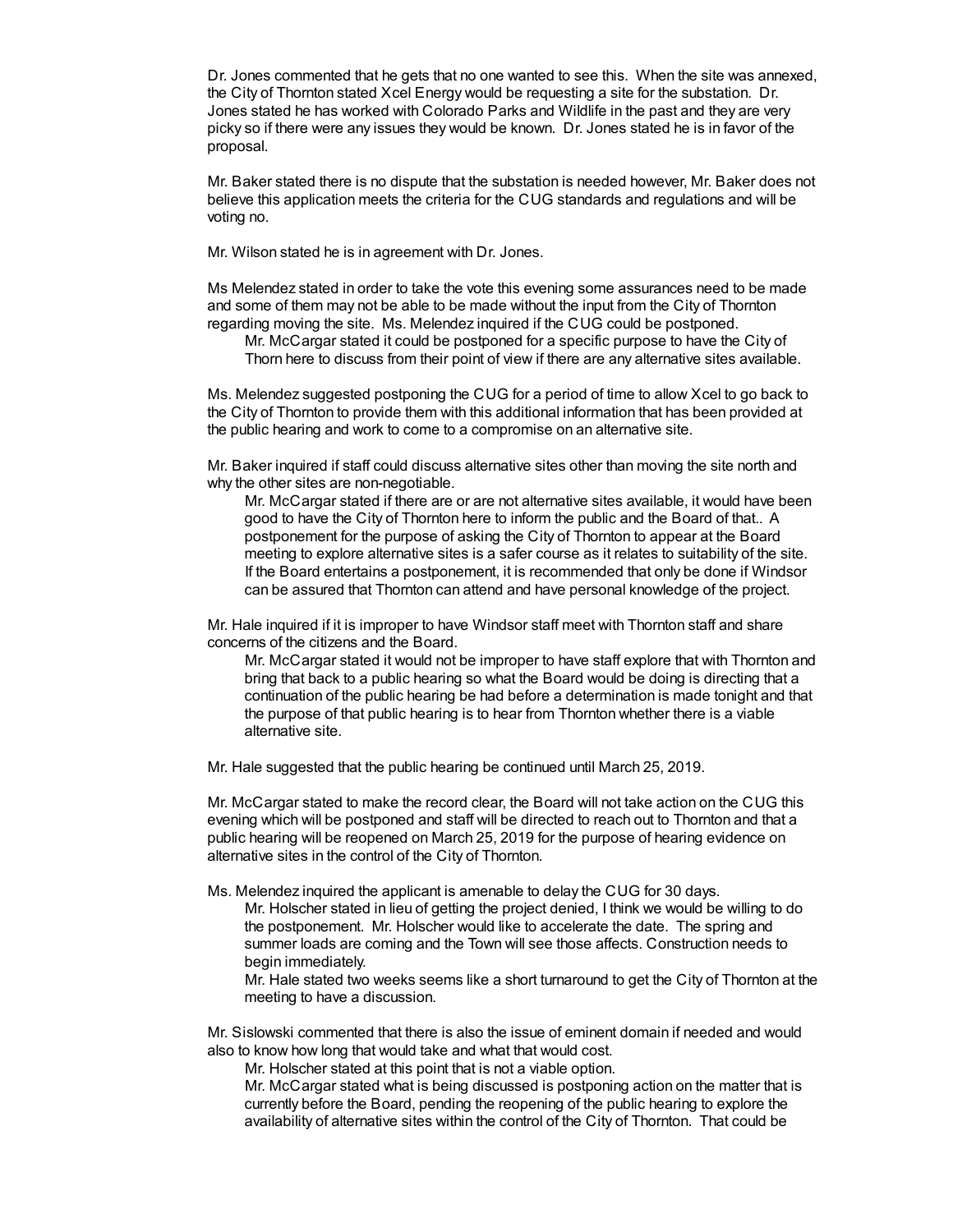Dr. Jones commented that he gets that no one wanted to see this. When the site was annexed, the City of Thornton stated Xcel Energy would be requesting a site for the substation. Dr. Jones stated he has worked with Colorado Parks and Wildlife in the past and they are very picky so if there were any issues they would be known. Dr. Jones stated he is in favor of the proposal.

Mr. Baker stated there is no dispute that the substation is needed however, Mr. Baker does not believe this application meets the criteria for the CUG standards and regulations and will be voting no.

Mr. Wilson stated he is in agreement with Dr. Jones.

Ms Melendez stated in order to take the vote this evening some assurances need to be made and some of them may not be able to be made without the input from the City of Thornton regarding moving the site. Ms. Melendez inquired if the CUG could be postponed.

> Mr. McCargar stated it could be postponed for a specific purpose to have the City of Thorn here to discuss from their point of view if there are any alternative sites available.

Ms. Melendez suggested postponing the CUG for a period of time to allow Xcel to go back to the City of Thornton to provide them with this additional information that has been provided at the public hearing and work to come to a compromise on an alternative site.

Mr. Baker inquired if staff could discuss alternative sites other than moving the site north and why the other sites are non-negotiable.

> Mr. McCargar stated if there are or are not alternative sites available, it would have been good to have the City of Thornton here to inform the public and the Board of that.. A postponement for the purpose of asking the City of Thornton to appear at the Board meeting to explore alternative sites is a safer course as it relates to suitability of the site. If the Board entertains a postponement, it is recommended that only be done if Windsor can be assured that Thornton can attend and have personal knowledge of the project.

Mr. Hale inquired if it is improper to have Windsor staff meet with Thornton staff and share concerns of the citizens and the Board.

> Mr. McCargar stated it would not be improper to have staff explore that with Thornton and bring that back to a public hearing so what the Board would be doing is directing that a continuation of the public hearing be had before a determination is made tonight and that the purpose of that public hearing is to hear from Thornton whether there is a viable alternative site.

Mr. Hale suggested that the public hearing be continued until March 25, 2019.

Mr. McCargar stated to make the record clear, the Board will not take action on the CUG this evening which will be postponed and staff will be directed to reach out to Thornton and that a public hearing will be reopened on March 25, 2019 for the purpose of hearing evidence on alternative sites in the control of the City of Thornton.

Ms. Melendez inquired the applicant is amenable to delay the CUG for 30 days.

> Mr. Holscher stated in lieu of getting the project denied, I think we would be willing to do the postponement. Mr. Holscher would like to accelerate the date. The spring and summer loads are coming and the Town will see those affects. Construction needs to begin immediately.
>
> Mr. Hale stated two weeks seems like a short turnaround to get the City of Thornton at the meeting to have a discussion.

Mr. Sislowski commented that there is also the issue of eminent domain if needed and would also to know how long that would take and what that would cost.

> Mr. Holscher stated at this point that is not a viable option.
>
> Mr. McCargar stated what is being discussed is postponing action on the matter that is currently before the Board, pending the reopening of the public hearing to explore the availability of alternative sites within the control of the City of Thornton. That could be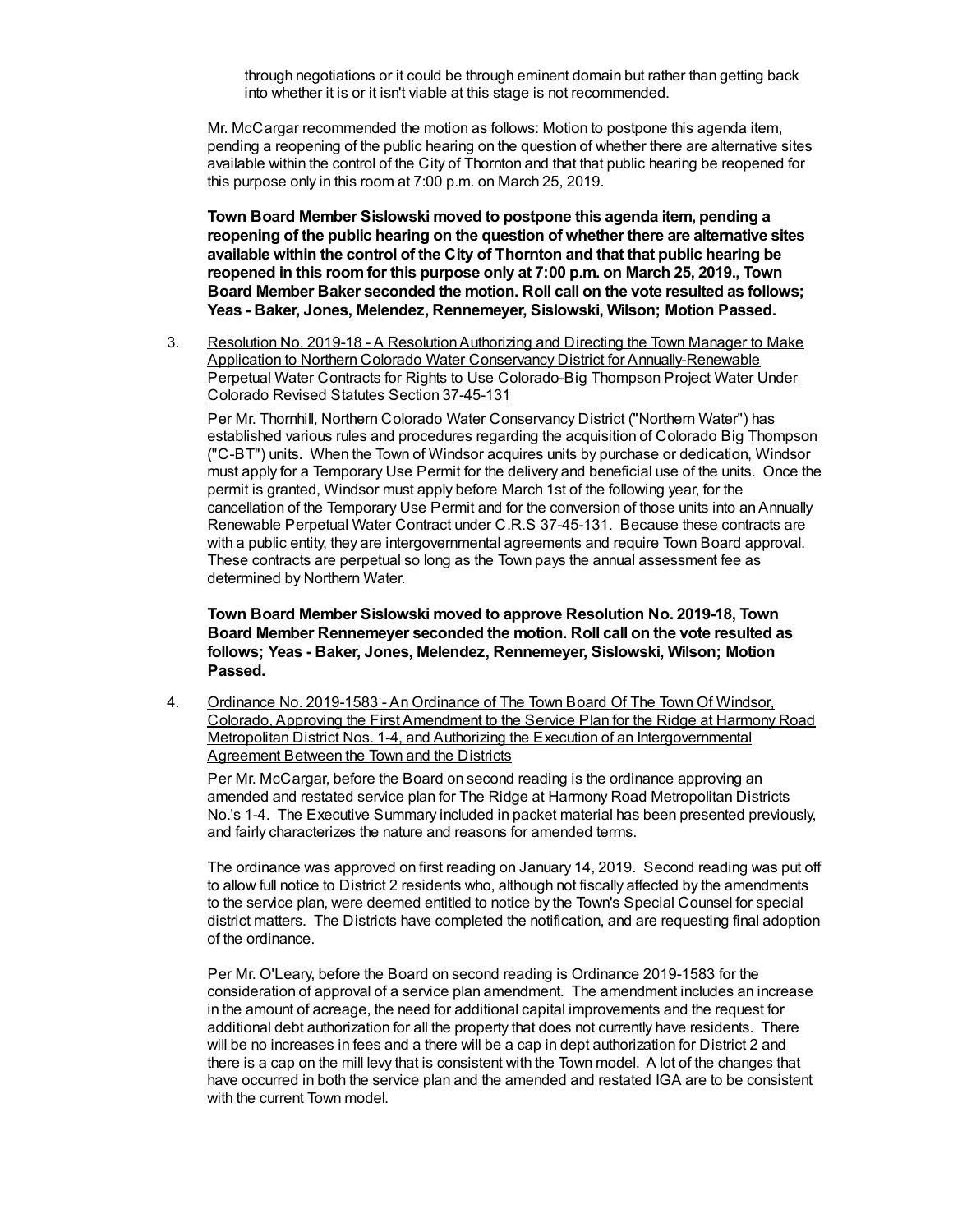through negotiations or it could be through eminent domain but rather than getting back into whether it is or it isn't viable at this stage is not recommended.

Mr. McCargar recommended the motion as follows: Motion to postpone this agenda item, pending a reopening of the public hearing on the question of whether there are alternative sites available within the control of the City of Thornton and that that public hearing be reopened for this purpose only in this room at 7:00 p.m. on March 25, 2019.

**Town Board Member Sislowski moved to postpone this agenda item, pending a reopening of the public hearing on the question of whether there are alternative sites available within the control of the City of Thornton and that that public hearing be reopened in this room for this purpose only at 7:00 p.m. on March 25, 2019., Town Board Member Baker seconded the motion. Roll call on the vote resulted as follows; Yeas - Baker, Jones, Melendez, Rennemeyer, Sislowski, Wilson; Motion Passed.**

3. Resolution No. 2019-18 - A Resolution Authorizing and Directing the Town Manager to Make Application to Northern Colorado Water Conservancy District for Annually-Renewable Perpetual Water Contracts for Rights to Use Colorado-Big Thompson Project Water Under Colorado Revised Statutes Section 37-45-131

   Per Mr. Thornhill, Northern Colorado Water Conservancy District ("Northern Water") has established various rules and procedures regarding the acquisition of Colorado Big Thompson ("C-BT") units. When the Town of Windsor acquires units by purchase or dedication, Windsor must apply for a Temporary Use Permit for the delivery and beneficial use of the units. Once the permit is granted, Windsor must apply before March 1st of the following year, for the cancellation of the Temporary Use Permit and for the conversion of those units into an Annually Renewable Perpetual Water Contract under C.R.S 37-45-131. Because these contracts are with a public entity, they are intergovernmental agreements and require Town Board approval. These contracts are perpetual so long as the Town pays the annual assessment fee as determined by Northern Water.

   **Town Board Member Sislowski moved to approve Resolution No. 2019-18, Town Board Member Rennemeyer seconded the motion. Roll call on the vote resulted as follows; Yeas - Baker, Jones, Melendez, Rennemeyer, Sislowski, Wilson; Motion Passed.**

4. Ordinance No. 2019-1583 - An Ordinance of The Town Board Of The Town Of Windsor, Colorado, Approving the First Amendment to the Service Plan for the Ridge at Harmony Road Metropolitan District Nos. 1-4, and Authorizing the Execution of an Intergovernmental Agreement Between the Town and the Districts

   Per Mr. McCargar, before the Board on second reading is the ordinance approving an amended and restated service plan for The Ridge at Harmony Road Metropolitan Districts No.'s 1-4. The Executive Summary included in packet material has been presented previously, and fairly characterizes the nature and reasons for amended terms.

   The ordinance was approved on first reading on January 14, 2019. Second reading was put off to allow full notice to District 2 residents who, although not fiscally affected by the amendments to the service plan, were deemed entitled to notice by the Town's Special Counsel for special district matters. The Districts have completed the notification, and are requesting final adoption of the ordinance.

   Per Mr. O'Leary, before the Board on second reading is Ordinance 2019-1583 for the consideration of approval of a service plan amendment. The amendment includes an increase in the amount of acreage, the need for additional capital improvements and the request for additional debt authorization for all the property that does not currently have residents. There will be no increases in fees and a there will be a cap in dept authorization for District 2 and there is a cap on the mill levy that is consistent with the Town model. A lot of the changes that have occurred in both the service plan and the amended and restated IGA are to be consistent with the current Town model.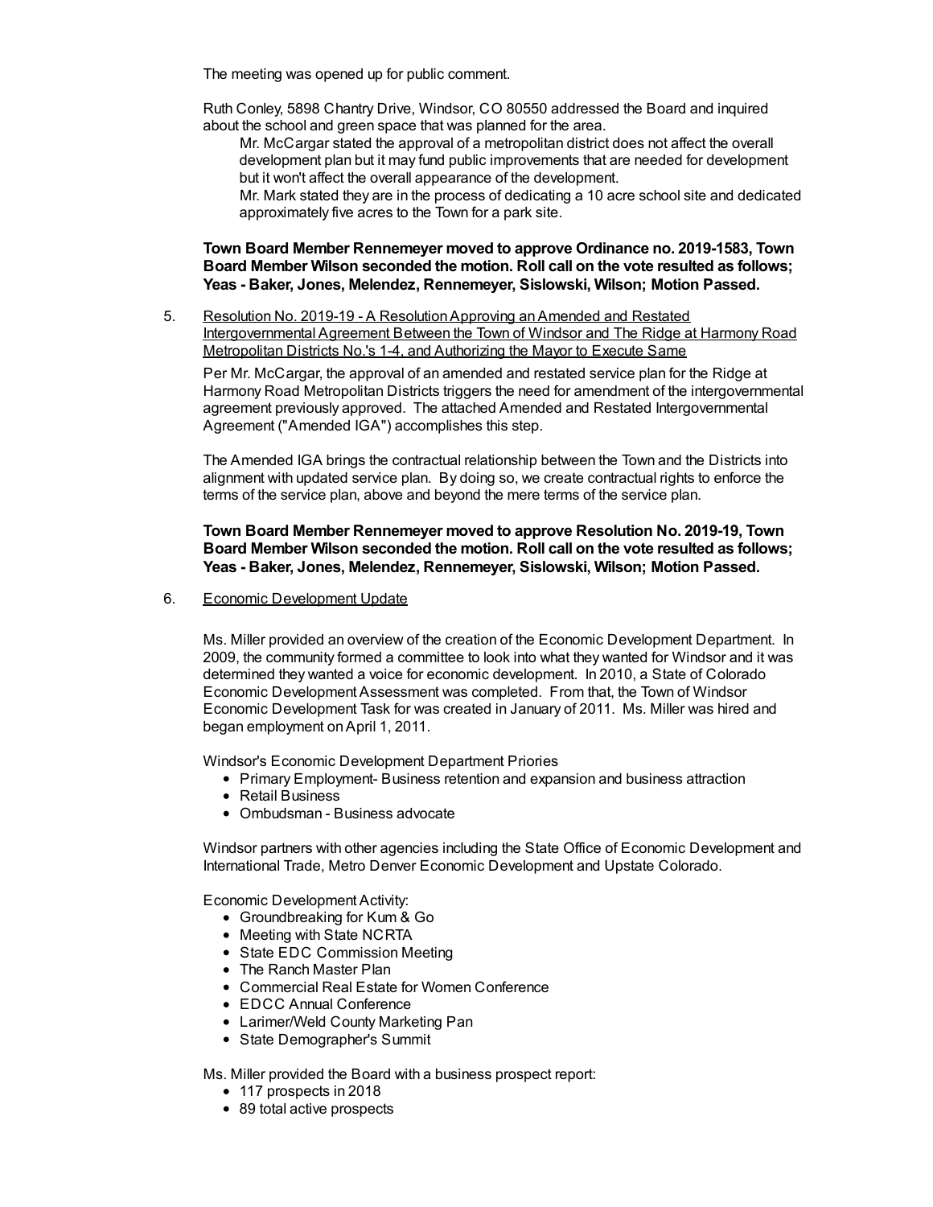The meeting was opened up for public comment.

Ruth Conley, 5898 Chantry Drive, Windsor, CO 80550 addressed the Board and inquired about the school and green space that was planned for the area.

> Mr. McCargar stated the approval of a metropolitan district does not affect the overall development plan but it may fund public improvements that are needed for development but it won't affect the overall appearance of the development.
>
> Mr. Mark stated they are in the process of dedicating a 10 acre school site and dedicated approximately five acres to the Town for a park site.

**Town Board Member Rennemeyer moved to approve Ordinance no. 2019-1583, Town Board Member Wilson seconded the motion. Roll call on the vote resulted as follows; Yeas - Baker, Jones, Melendez, Rennemeyer, Sislowski, Wilson; Motion Passed.**

5. Resolution No. 2019-19 - A Resolution Approving an Amended and Restated Intergovernmental Agreement Between the Town of Windsor and The Ridge at Harmony Road Metropolitan Districts No.'s 1-4, and Authorizing the Mayor to Execute Same

   Per Mr. McCargar, the approval of an amended and restated service plan for the Ridge at Harmony Road Metropolitan Districts triggers the need for amendment of the intergovernmental agreement previously approved. The attached Amended and Restated Intergovernmental Agreement ("Amended IGA") accomplishes this step.

   The Amended IGA brings the contractual relationship between the Town and the Districts into alignment with updated service plan. By doing so, we create contractual rights to enforce the terms of the service plan, above and beyond the mere terms of the service plan.

   **Town Board Member Rennemeyer moved to approve Resolution No. 2019-19, Town Board Member Wilson seconded the motion. Roll call on the vote resulted as follows; Yeas - Baker, Jones, Melendez, Rennemeyer, Sislowski, Wilson; Motion Passed.**

6. Economic Development Update

   Ms. Miller provided an overview of the creation of the Economic Development Department. In 2009, the community formed a committee to look into what they wanted for Windsor and it was determined they wanted a voice for economic development. In 2010, a State of Colorado Economic Development Assessment was completed. From that, the Town of Windsor Economic Development Task for was created in January of 2011. Ms. Miller was hired and began employment on April 1, 2011.

   Windsor's Economic Development Department Priories

   - Primary Employment- Business retention and expansion and business attraction
   - Retail Business
   - Ombudsman - Business advocate

   Windsor partners with other agencies including the State Office of Economic Development and International Trade, Metro Denver Economic Development and Upstate Colorado.

   Economic Development Activity:

   - Groundbreaking for Kum & Go
   - Meeting with State NCRTA
   - State EDC Commission Meeting
   - The Ranch Master Plan
   - Commercial Real Estate for Women Conference
   - EDCC Annual Conference
   - Larimer/Weld County Marketing Pan
   - State Demographer's Summit

   Ms. Miller provided the Board with a business prospect report:

   - 117 prospects in 2018
   - 89 total active prospects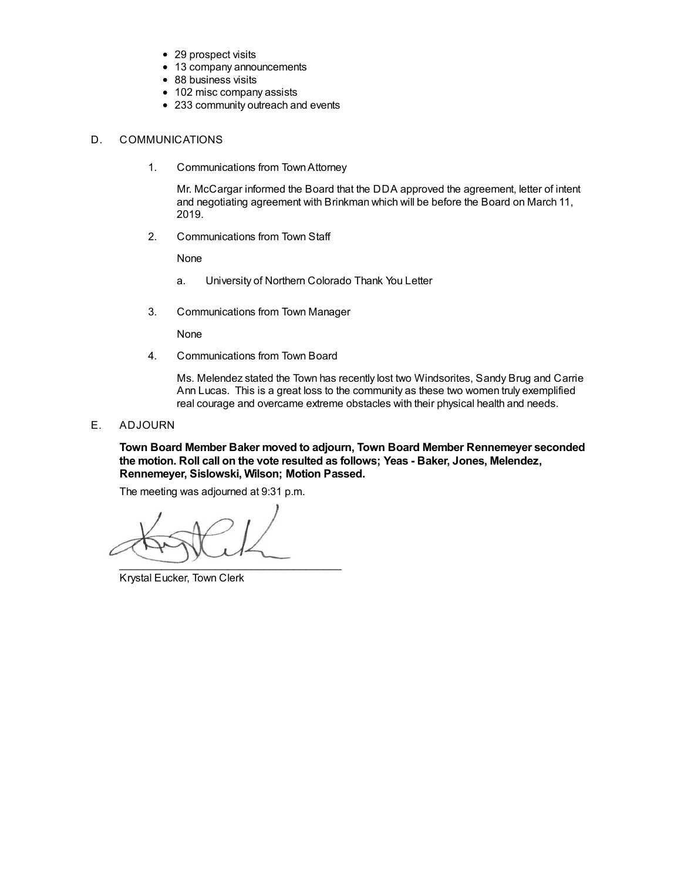- 29 prospect visits
- 13 company announcements
- 88 business visits
- 102 misc company assists
- 233 community outreach and events

D. COMMUNICATIONS

1. Communications from Town Attorney

   Mr. McCargar informed the Board that the DDA approved the agreement, letter of intent and negotiating agreement with Brinkman which will be before the Board on March 11, 2019.

2. Communications from Town Staff

   None

   a. University of Northern Colorado Thank You Letter

3. Communications from Town Manager

   None

4. Communications from Town Board

   Ms. Melendez stated the Town has recently lost two Windsorites, Sandy Brug and Carrie Ann Lucas. This is a great loss to the community as these two women truly exemplified real courage and overcame extreme obstacles with their physical health and needs.

E. ADJOURN

**Town Board Member Baker moved to adjourn, Town Board Member Rennemeyer seconded the motion. Roll call on the vote resulted as follows; Yeas - Baker, Jones, Melendez, Rennemeyer, Sislowski, Wilson; Motion Passed.**

The meeting was adjourned at 9:31 p.m.

\_\_\_\_\_\_\_\_\_\_\_\_\_\_\_\_\_\_\_\_\_\_\_\_\_\_\_\_\_\_\_\_\_\_\_\_\_\_

Krystal Eucker, Town Clerk